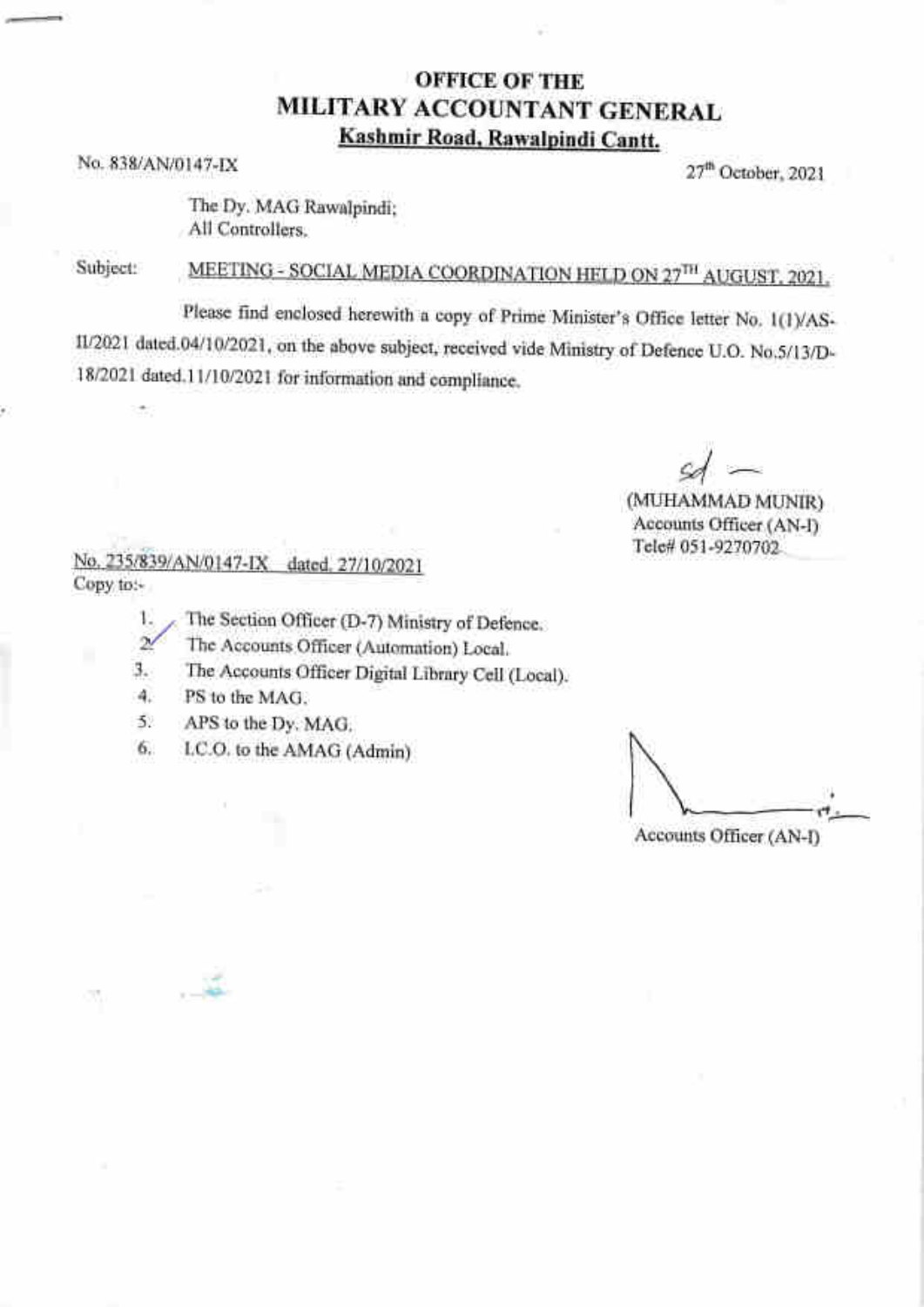# OFFICE OF THE
# MILITARY ACCOUNTANT GENERAL
**Kashmir Road, Rawalpindi Cantt.**

No. 838/AN/0147-IX

27th October, 2021

The Dy. MAG Rawalpindi;
All Controllers.

Subject: MEETING - SOCIAL MEDIA COORDINATION HELD ON 27TH AUGUST, 2021.

Please find enclosed herewith a copy of Prime Minister's Office letter No. 1(1)/AS-II/2021 dated.04/10/2021, on the above subject, received vide Ministry of Defence U.O. No.5/13/D-18/2021 dated.11/10/2021 for information and compliance.

sd —
(MUHAMMAD MUNIR)
Accounts Officer (AN-I)
Tele# 051-9270702

No. 235/839/AN/0147-IX dated. 27/10/2021
Copy to:-

1. The Section Officer (D-7) Ministry of Defence.
2. The Accounts Officer (Automation) Local.
3. The Accounts Officer Digital Library Cell (Local).
4. PS to the MAG.
5. APS to the Dy. MAG.
6. I.C.O. to the AMAG (Admin)

Accounts Officer (AN-I)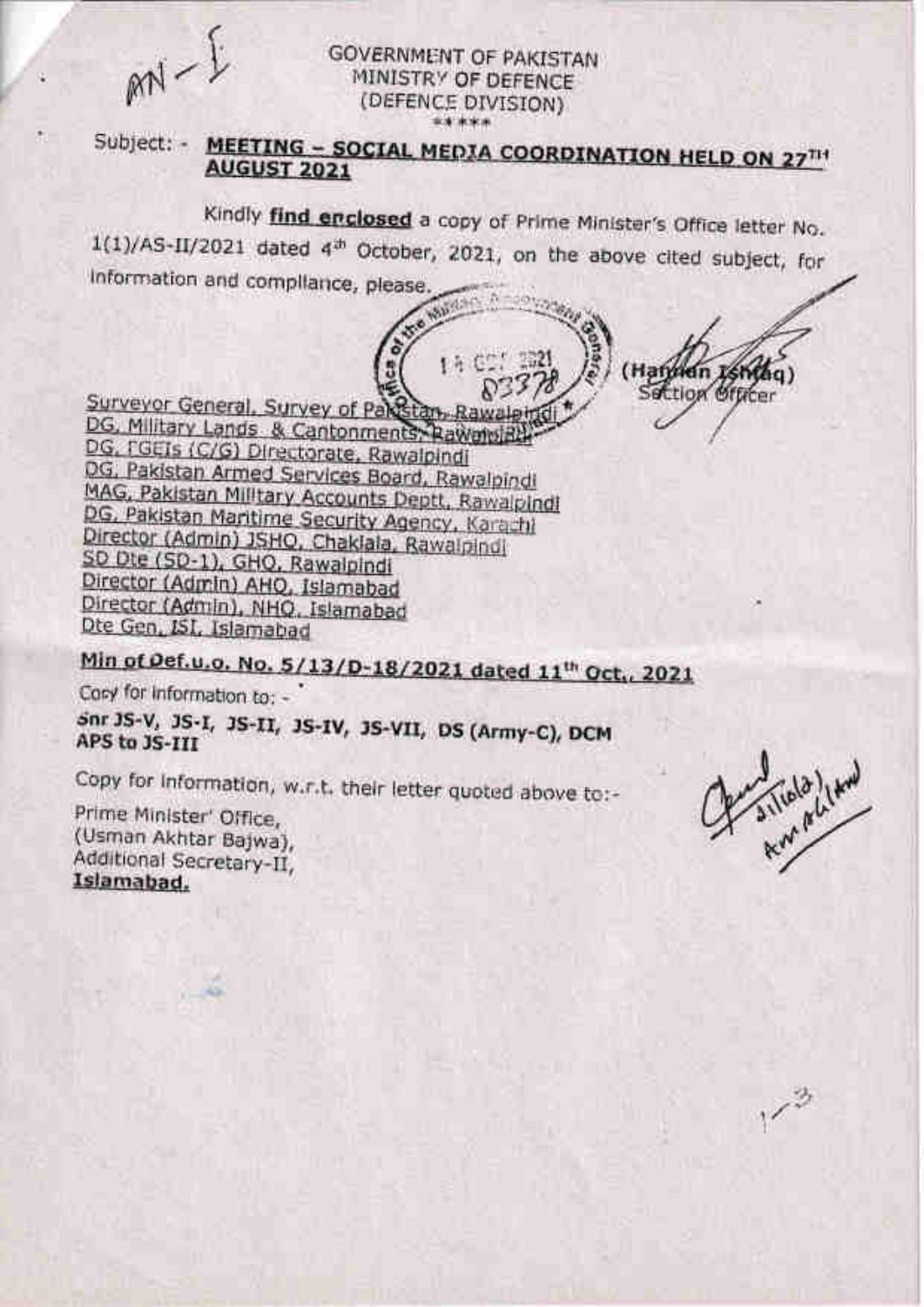AN – I

GOVERNMENT OF PAKISTAN
MINISTRY OF DEFENCE
(DEFENCE DIVISION)
\*\*\*\*\*

Subject: - **MEETING – SOCIAL MEDIA COORDINATION HELD ON 27TH AUGUST 2021**

Kindly **find enclosed** a copy of Prime Minister's Office letter No. 1(1)/AS-II/2021 dated 4th October, 2021, on the above cited subject, for information and compliance, please.

(Hannan Ishtiaq)
Section Officer

Surveyor General, Survey of Pakistan, Rawalpindi
DG, Military Lands & Cantonments, Rawalpindi
DG, FGEIs (C/G) Directorate, Rawalpindi
DG, Pakistan Armed Services Board, Rawalpindi
MAG, Pakistan Military Accounts Deptt, Rawalpindi
DG, Pakistan Maritime Security Agency, Karachi
Director (Admin) JSHQ, Chaklala, Rawalpindi
SD Dte (SD-1), GHQ, Rawalpindi
Director (Admin) AHQ, Islamabad
Director (Admin), NHQ, Islamabad
Dte Gen, ISI, Islamabad

**Min of Def.u.o. No. 5/13/D-18/2021 dated 11th Oct., 2021**

Copy for information to: -

**Snr JS-V, JS-I, JS-II, JS-IV, JS-VII, DS (Army-C), DCM APS to JS-III**

Copy for information, w.r.t. their letter quoted above to:-

Prime Minister' Office,
(Usman Akhtar Bajwa),
Additional Secretary-II,
**Islamabad.**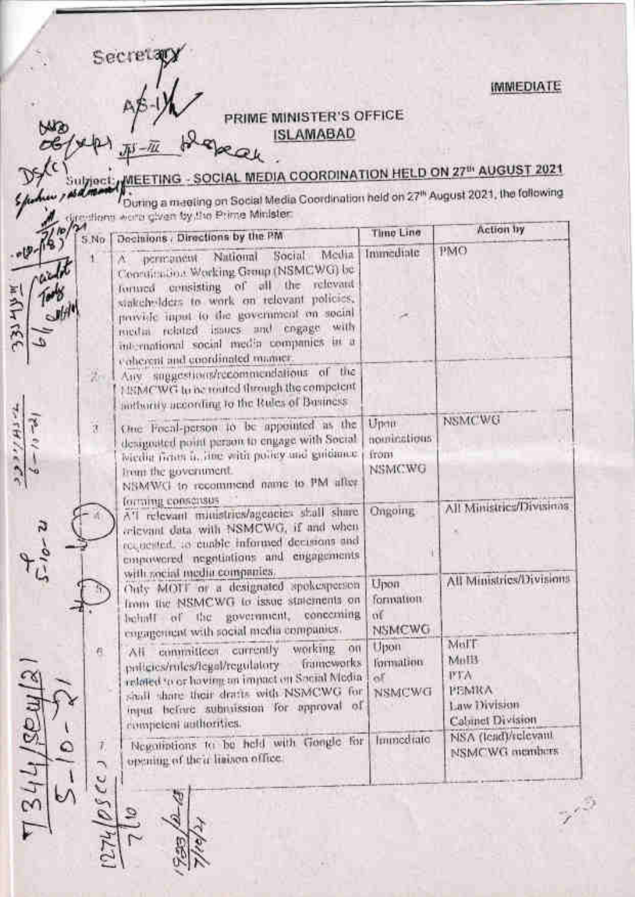Secretary

AS-I

**IMMEDIATE**

## PRIME MINISTER'S OFFICE
## ISLAMABAD

Subject: **MEETING - SOCIAL MEDIA COORDINATION HELD ON 27th AUGUST 2021**

During a meeting on Social Media Coordination held on 27th August 2021, the following directions were given by the Prime Minister:

| S.No | Decisions / Directions by the PM | Time Line | Action by |
|---|---|---|---|
| 1. | A permanent National Social Media Coordination Working Group (NSMCWG) be formed consisting of all the relevant stakeholders to work on relevant policies, provide input to the government on social media related issues and engage with international social media companies in a coherent and coordinated manner. | Immediate | PMO |
| 2. | Any suggestions/recommendations of the NSMCWG to be routed through the competent authority according to the Rules of Business | | |
| 3. | One Focal-person to be appointed as the designated point person to engage with Social Media firms in line with policy and guidance from the government. NSMWG to recommend name to PM after forming consensus | Upon nominations from NSMCWG | NSMCWG |
| 4. | All relevant ministries/agencies shall share relevant data with NSMCWG, if and when requested, to enable informed decisions and empowered negotiations and engagements with social media companies. | Ongoing | All Ministries/Divisions |
| 5. | Only MOIT or a designated spokesperson from the NSMCWG to issue statements on behalf of the government, concerning engagement with social media companies. | Upon formation of NSMCWG | All Ministries/Divisions |
| 6. | All committees currently working on policies/rules/legal/regulatory frameworks related to or having an impact on Social Media shall share their drafts with NSMCWG for input before submission for approval of competent authorities. | Upon formation of NSMCWG | MoIT<br>MoIB<br>PTA<br>PEMRA<br>Law Division<br>Cabinet Division |
| 7. | Negotiations to be held with Google for opening of their liaison office. | Immediate | NSA (lead)/relevant NSMCWG members |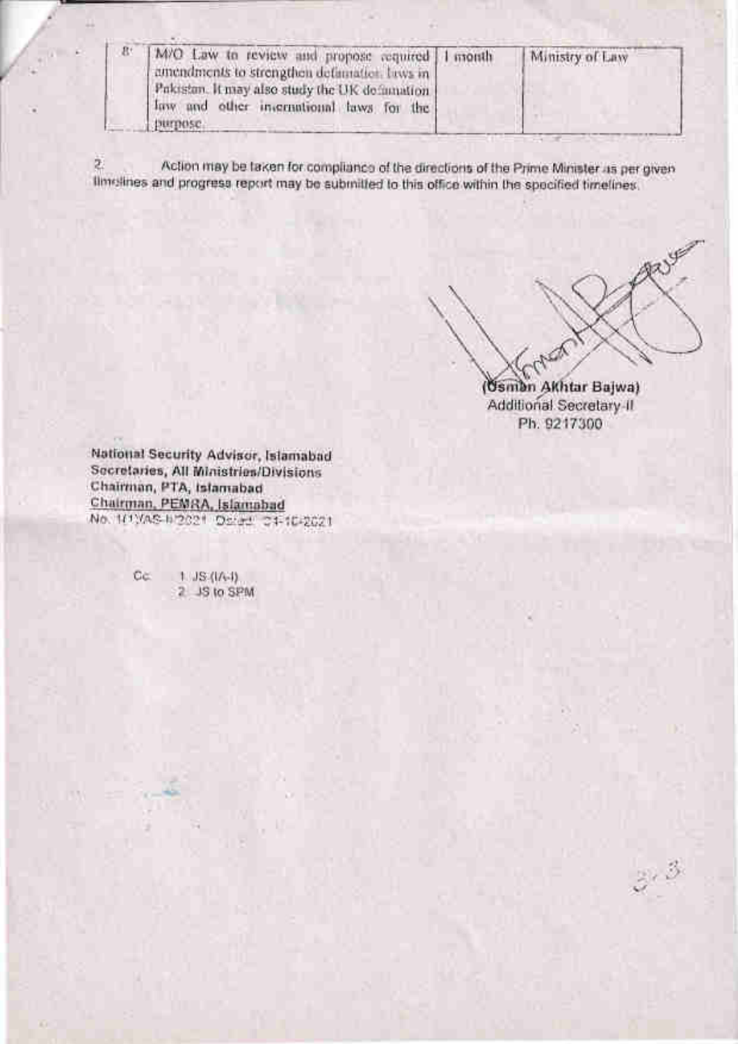| | | | |
|---|---|---|---|
| 8. | M/O Law to review and propose required amendments to strengthen defamation laws in Pakistan. It may also study the UK defamation law and other international laws for the purpose. | 1 month | Ministry of Law |

2. Action may be taken for compliance of the directions of the Prime Minister as per given timelines and progress report may be submitted to this office within the specified timelines.

**(Osman Akhtar Bajwa)**
Additional Secretary-II
Ph. 9217300

**National Security Advisor, Islamabad**
**Secretaries, All Ministries/Divisions**
**Chairman, PTA, Islamabad**
**Chairman, PEMRA, Islamabad**
No. 1(1)/AS-II/2021 Dated: 21-10-2021

Cc: 1. JS (IA-I)
2. JS to SPM